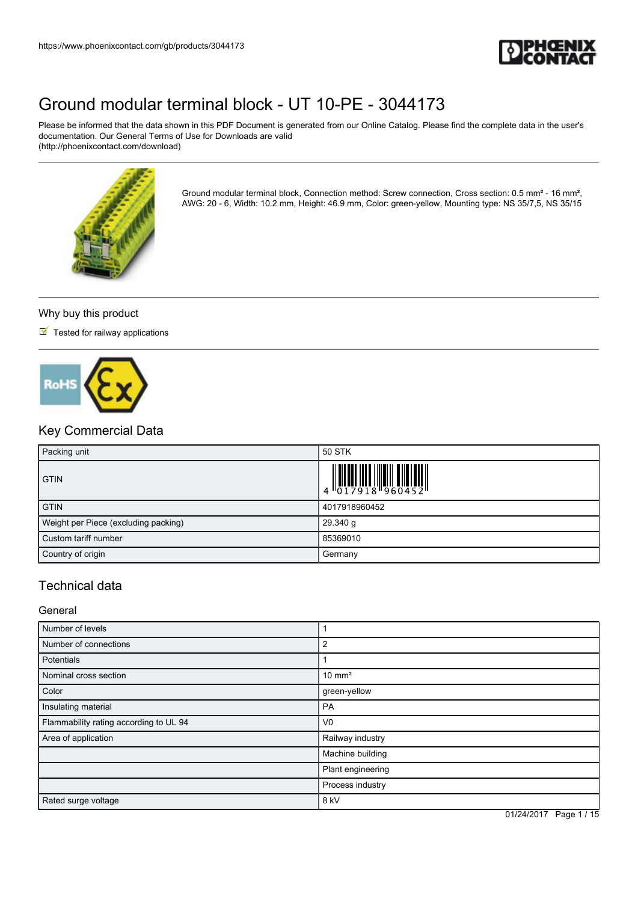https://www.phoenixcontact.com/gb/products/3044173

# Ground modular terminal block - UT 10-PE - 3044173

Please be informed that the data shown in this PDF Document is generated from our Online Catalog. Please find the complete data in the user's documentation. Our General Terms of Use for Downloads are valid (http://phoenixcontact.com/download)

Ground modular terminal block, Connection method: Screw connection, Cross section: 0.5 mm² - 16 mm², AWG: 20 - 6, Width: 10.2 mm, Height: 46.9 mm, Color: green-yellow, Mounting type: NS 35/7,5, NS 35/15

## Why buy this product

- Tested for railway applications

## Key Commercial Data

| | |
|---|---|
| Packing unit | 50 STK |
| GTIN | 4 017918 960452 |
| GTIN | 4017918960452 |
| Weight per Piece (excluding packing) | 29.340 g |
| Custom tariff number | 85369010 |
| Country of origin | Germany |

## Technical data

### General

| | |
|---|---|
| Number of levels | 1 |
| Number of connections | 2 |
| Potentials | 1 |
| Nominal cross section | 10 mm² |
| Color | green-yellow |
| Insulating material | PA |
| Flammability rating according to UL 94 | V0 |
| Area of application | Railway industry |
| | Machine building |
| | Plant engineering |
| | Process industry |
| Rated surge voltage | 8 kV |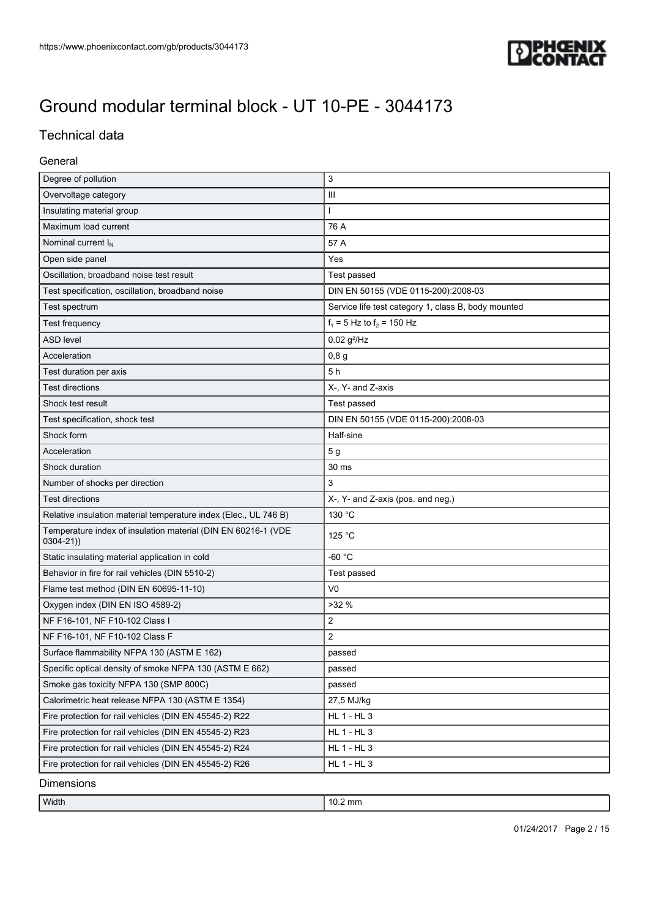# Ground modular terminal block - UT 10-PE - 3044173

## Technical data

### General

| | |
|---|---|
| Degree of pollution | 3 |
| Overvoltage category | III |
| Insulating material group | I |
| Maximum load current | 76 A |
| Nominal current $I_N$ | 57 A |
| Open side panel | Yes |
| Oscillation, broadband noise test result | Test passed |
| Test specification, oscillation, broadband noise | DIN EN 50155 (VDE 0115-200):2008-03 |
| Test spectrum | Service life test category 1, class B, body mounted |
| Test frequency | $f_1$ = 5 Hz to $f_2$ = 150 Hz |
| ASD level | 0.02 $g^2$/Hz |
| Acceleration | 0,8 g |
| Test duration per axis | 5 h |
| Test directions | X-, Y- and Z-axis |
| Shock test result | Test passed |
| Test specification, shock test | DIN EN 50155 (VDE 0115-200):2008-03 |
| Shock form | Half-sine |
| Acceleration | 5 g |
| Shock duration | 30 ms |
| Number of shocks per direction | 3 |
| Test directions | X-, Y- and Z-axis (pos. and neg.) |
| Relative insulation material temperature index (Elec., UL 746 B) | 130 °C |
| Temperature index of insulation material (DIN EN 60216-1 (VDE 0304-21)) | 125 °C |
| Static insulating material application in cold | -60 °C |
| Behavior in fire for rail vehicles (DIN 5510-2) | Test passed |
| Flame test method (DIN EN 60695-11-10) | V0 |
| Oxygen index (DIN EN ISO 4589-2) | >32 % |
| NF F16-101, NF F10-102 Class I | 2 |
| NF F16-101, NF F10-102 Class F | 2 |
| Surface flammability NFPA 130 (ASTM E 162) | passed |
| Specific optical density of smoke NFPA 130 (ASTM E 662) | passed |
| Smoke gas toxicity NFPA 130 (SMP 800C) | passed |
| Calorimetric heat release NFPA 130 (ASTM E 1354) | 27,5 MJ/kg |
| Fire protection for rail vehicles (DIN EN 45545-2) R22 | HL 1 - HL 3 |
| Fire protection for rail vehicles (DIN EN 45545-2) R23 | HL 1 - HL 3 |
| Fire protection for rail vehicles (DIN EN 45545-2) R24 | HL 1 - HL 3 |
| Fire protection for rail vehicles (DIN EN 45545-2) R26 | HL 1 - HL 3 |

### Dimensions

| | |
|---|---|
| Width | 10.2 mm |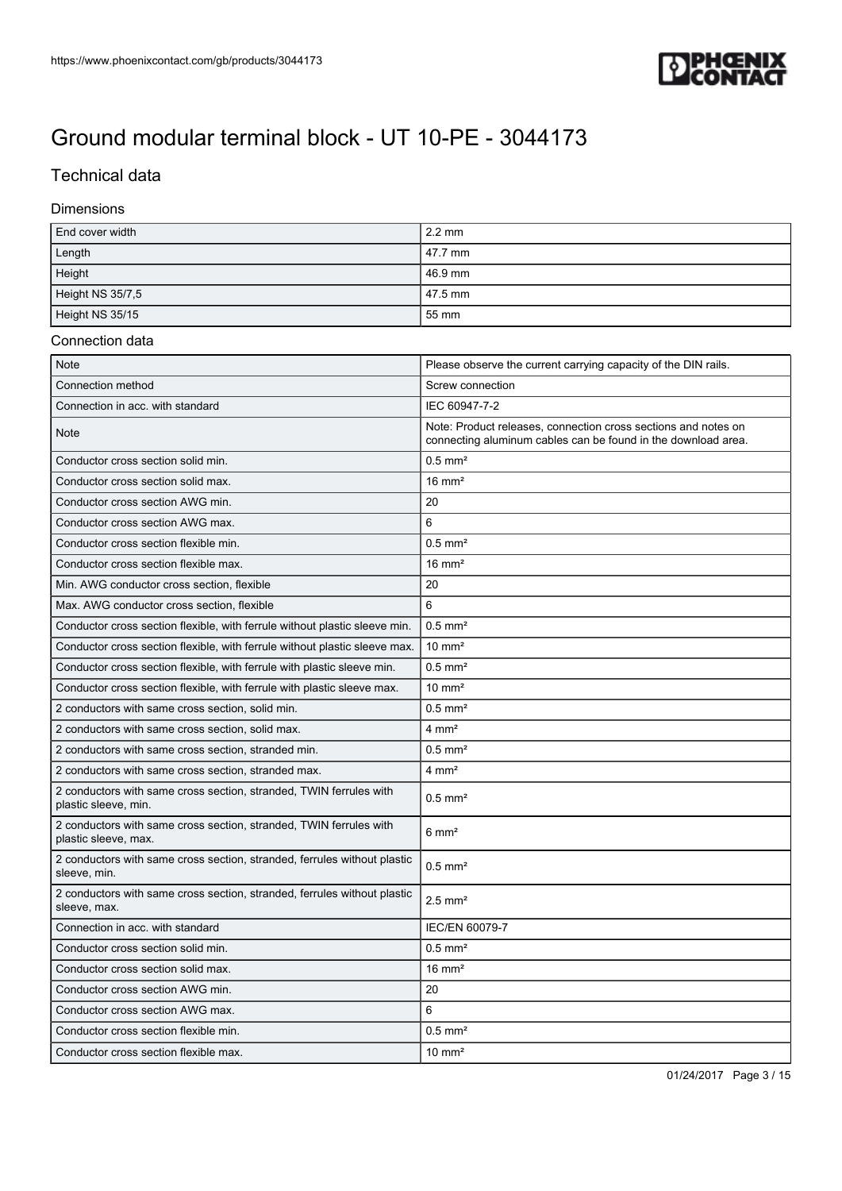# Ground modular terminal block - UT 10-PE - 3044173

## Technical data

### Dimensions

| | |
|---|---|
| End cover width | 2.2 mm |
| Length | 47.7 mm |
| Height | 46.9 mm |
| Height NS 35/7,5 | 47.5 mm |
| Height NS 35/15 | 55 mm |

### Connection data

| | |
|---|---|
| Note | Please observe the current carrying capacity of the DIN rails. |
| Connection method | Screw connection |
| Connection in acc. with standard | IEC 60947-7-2 |
| Note | Note: Product releases, connection cross sections and notes on connecting aluminum cables can be found in the download area. |
| Conductor cross section solid min. | 0.5 mm² |
| Conductor cross section solid max. | 16 mm² |
| Conductor cross section AWG min. | 20 |
| Conductor cross section AWG max. | 6 |
| Conductor cross section flexible min. | 0.5 mm² |
| Conductor cross section flexible max. | 16 mm² |
| Min. AWG conductor cross section, flexible | 20 |
| Max. AWG conductor cross section, flexible | 6 |
| Conductor cross section flexible, with ferrule without plastic sleeve min. | 0.5 mm² |
| Conductor cross section flexible, with ferrule without plastic sleeve max. | 10 mm² |
| Conductor cross section flexible, with ferrule with plastic sleeve min. | 0.5 mm² |
| Conductor cross section flexible, with ferrule with plastic sleeve max. | 10 mm² |
| 2 conductors with same cross section, solid min. | 0.5 mm² |
| 2 conductors with same cross section, solid max. | 4 mm² |
| 2 conductors with same cross section, stranded min. | 0.5 mm² |
| 2 conductors with same cross section, stranded max. | 4 mm² |
| 2 conductors with same cross section, stranded, TWIN ferrules with plastic sleeve, min. | 0.5 mm² |
| 2 conductors with same cross section, stranded, TWIN ferrules with plastic sleeve, max. | 6 mm² |
| 2 conductors with same cross section, stranded, ferrules without plastic sleeve, min. | 0.5 mm² |
| 2 conductors with same cross section, stranded, ferrules without plastic sleeve, max. | 2.5 mm² |
| Connection in acc. with standard | IEC/EN 60079-7 |
| Conductor cross section solid min. | 0.5 mm² |
| Conductor cross section solid max. | 16 mm² |
| Conductor cross section AWG min. | 20 |
| Conductor cross section AWG max. | 6 |
| Conductor cross section flexible min. | 0.5 mm² |
| Conductor cross section flexible max. | 10 mm² |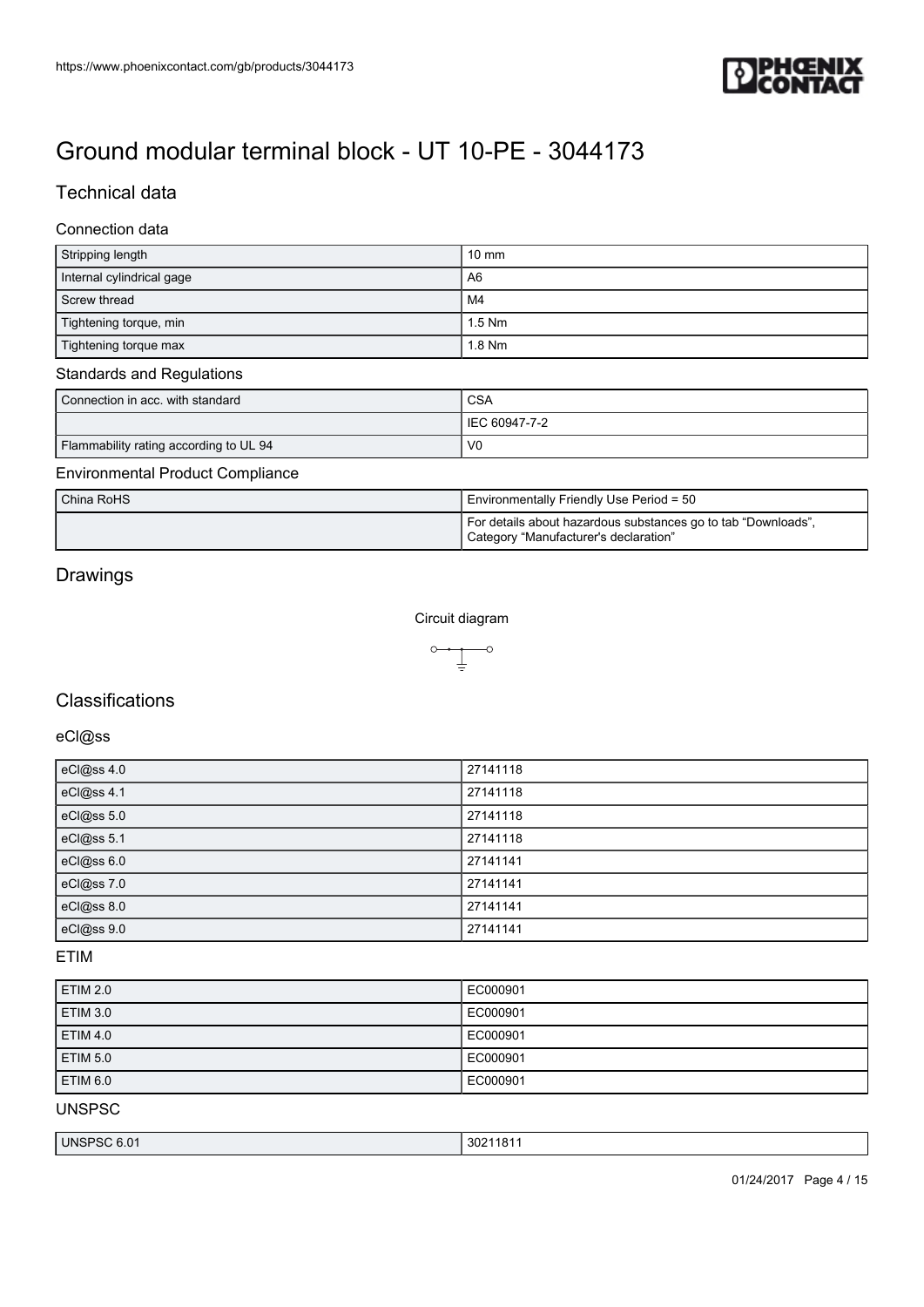# Ground modular terminal block - UT 10-PE - 3044173

## Technical data

### Connection data

| | |
|---|---|
| Stripping length | 10 mm |
| Internal cylindrical gage | A6 |
| Screw thread | M4 |
| Tightening torque, min | 1.5 Nm |
| Tightening torque max | 1.8 Nm |

### Standards and Regulations

| | |
|---|---|
| Connection in acc. with standard | CSA |
| | IEC 60947-7-2 |
| Flammability rating according to UL 94 | V0 |

### Environmental Product Compliance

| | |
|---|---|
| China RoHS | Environmentally Friendly Use Period = 50 |
| | For details about hazardous substances go to tab "Downloads", Category "Manufacturer's declaration" |

## Drawings

Circuit diagram

## Classifications

### eCl@ss

| | |
|---|---|
| eCl@ss 4.0 | 27141118 |
| eCl@ss 4.1 | 27141118 |
| eCl@ss 5.0 | 27141118 |
| eCl@ss 5.1 | 27141118 |
| eCl@ss 6.0 | 27141141 |
| eCl@ss 7.0 | 27141141 |
| eCl@ss 8.0 | 27141141 |
| eCl@ss 9.0 | 27141141 |

### ETIM

| | |
|---|---|
| ETIM 2.0 | EC000901 |
| ETIM 3.0 | EC000901 |
| ETIM 4.0 | EC000901 |
| ETIM 5.0 | EC000901 |
| ETIM 6.0 | EC000901 |

### UNSPSC

| | |
|---|---|
| UNSPSC 6.01 | 30211811 |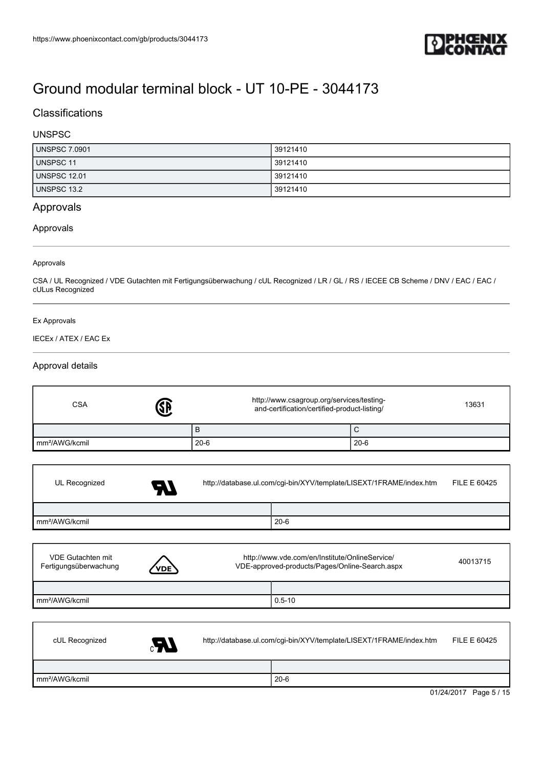# Ground modular terminal block - UT 10-PE - 3044173

## Classifications

### UNSPSC

| | |
|---|---|
| UNSPSC 7.0901 | 39121410 |
| UNSPSC 11 | 39121410 |
| UNSPSC 12.01 | 39121410 |
| UNSPSC 13.2 | 39121410 |

## Approvals

### Approvals

Approvals

CSA / UL Recognized / VDE Gutachten mit Fertigungsüberwachung / cUL Recognized / LR / GL / RS / IECEE CB Scheme / DNV / EAC / EAC / cULus Recognized

Ex Approvals

IECEx / ATEX / EAC Ex

### Approval details

| CSA | http://www.csagroup.org/services/testing-and-certification/certified-product-listing/ | 13631 |
|---|---|---|
| | B | C |
| mm²/AWG/kcmil | 20-6 | 20-6 |

| UL Recognized | http://database.ul.com/cgi-bin/XYV/template/LISEXT/1FRAME/index.htm | FILE E 60425 |
|---|---|---|
| | | |
| mm²/AWG/kcmil | 20-6 | |

| VDE Gutachten mit Fertigungsüberwachung | http://www.vde.com/en/Institute/OnlineService/VDE-approved-products/Pages/Online-Search.aspx | 40013715 |
|---|---|---|
| | | |
| mm²/AWG/kcmil | 0.5-10 | |

| cUL Recognized | http://database.ul.com/cgi-bin/XYV/template/LISEXT/1FRAME/index.htm | FILE E 60425 |
|---|---|---|
| | | |
| mm²/AWG/kcmil | 20-6 | |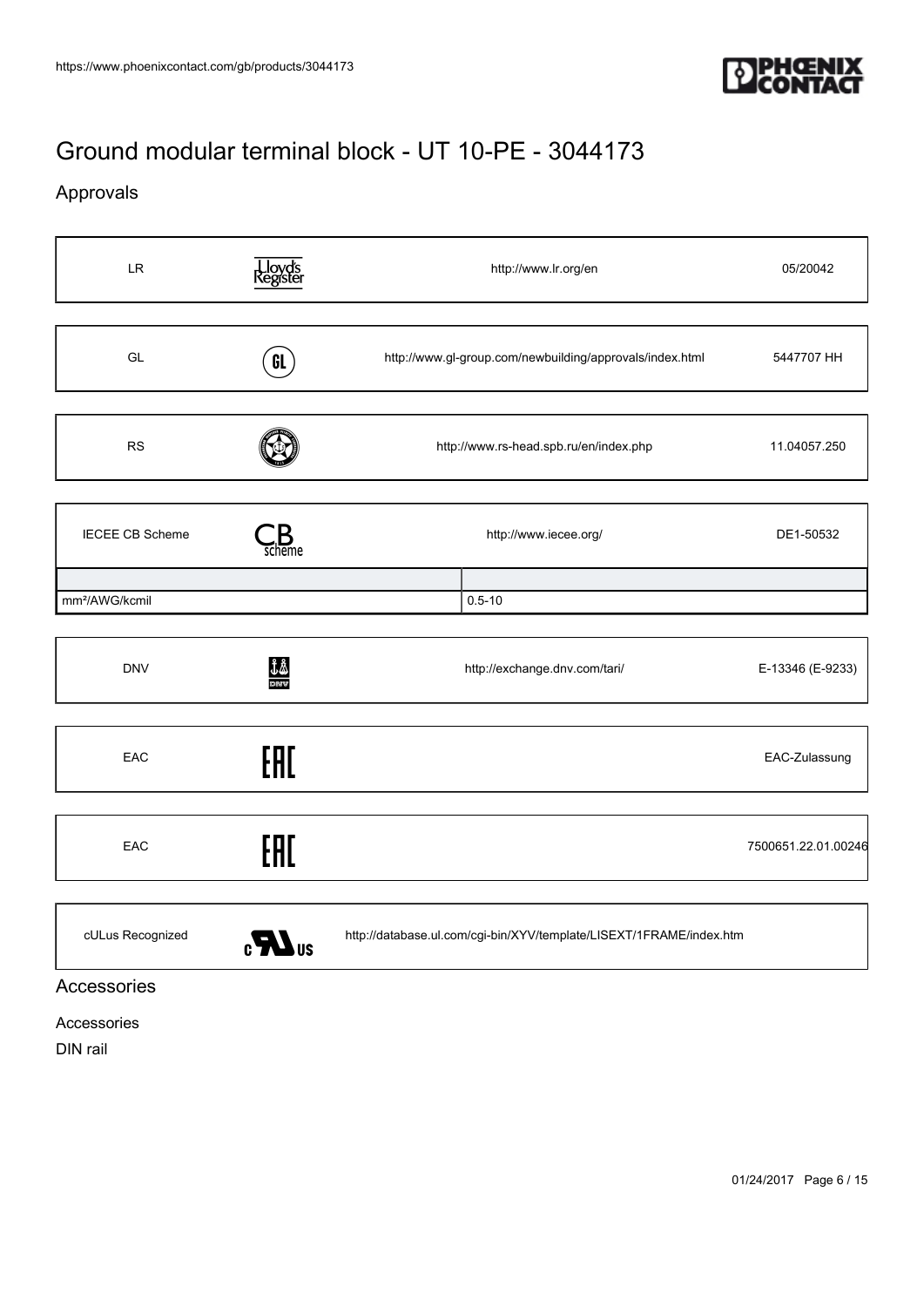# Ground modular terminal block - UT 10-PE - 3044173

## Approvals

| LR | Lloyd's Register | http://www.lr.org/en | 05/20042 |
| --- | --- | --- | --- |

| GL | GL | http://www.gl-group.com/newbuilding/approvals/index.html | 5447707 HH |
| --- | --- | --- | --- |

| RS | | http://www.rs-head.spb.ru/en/index.php | 11.04057.250 |
| --- | --- | --- | --- |

| IECEE CB Scheme | CB scheme | http://www.iecee.org/ | DE1-50532 |
| --- | --- | --- | --- |

| | |
| --- | --- |
| mm²/AWG/kcmil | 0.5-10 |

| DNV | DNV | http://exchange.dnv.com/tari/ | E-13346 (E-9233) |
| --- | --- | --- | --- |

| EAC | EAC | | EAC-Zulassung |
| --- | --- | --- | --- |

| EAC | EAC | | 7500651.22.01.00246 |
| --- | --- | --- | --- |

| cULus Recognized | c UL us | http://database.ul.com/cgi-bin/XYV/template/LISEXT/1FRAME/index.htm | |
| --- | --- | --- | --- |

## Accessories

Accessories

DIN rail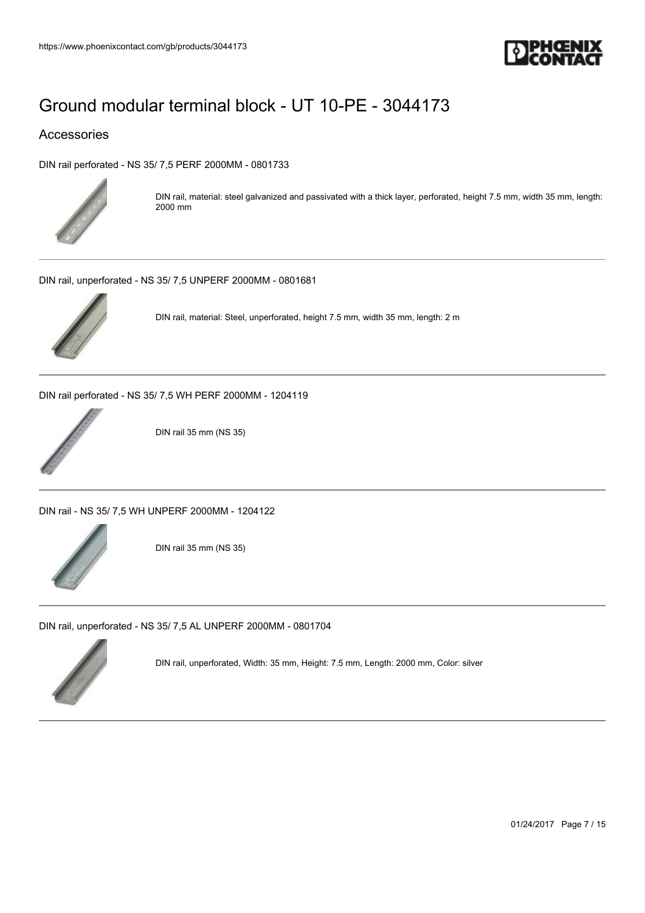# Ground modular terminal block - UT 10-PE - 3044173

## Accessories

DIN rail perforated - NS 35/ 7,5 PERF 2000MM - 0801733

DIN rail, material: steel galvanized and passivated with a thick layer, perforated, height 7.5 mm, width 35 mm, length: 2000 mm

---

DIN rail, unperforated - NS 35/ 7,5 UNPERF 2000MM - 0801681

DIN rail, material: Steel, unperforated, height 7.5 mm, width 35 mm, length: 2 m

---

DIN rail perforated - NS 35/ 7,5 WH PERF 2000MM - 1204119

DIN rail 35 mm (NS 35)

---

DIN rail - NS 35/ 7,5 WH UNPERF 2000MM - 1204122

DIN rail 35 mm (NS 35)

---

DIN rail, unperforated - NS 35/ 7,5 AL UNPERF 2000MM - 0801704

DIN rail, unperforated, Width: 35 mm, Height: 7.5 mm, Length: 2000 mm, Color: silver

---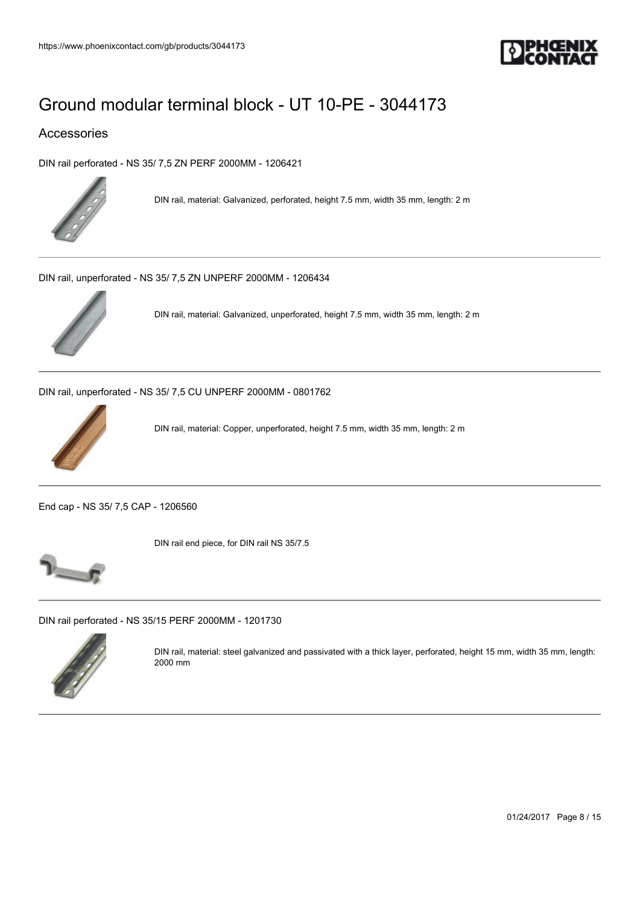# Ground modular terminal block - UT 10-PE - 3044173

## Accessories

DIN rail perforated - NS 35/ 7,5 ZN PERF 2000MM - 1206421

DIN rail, material: Galvanized, perforated, height 7.5 mm, width 35 mm, length: 2 m

---

DIN rail, unperforated - NS 35/ 7,5 ZN UNPERF 2000MM - 1206434

DIN rail, material: Galvanized, unperforated, height 7.5 mm, width 35 mm, length: 2 m

---

DIN rail, unperforated - NS 35/ 7,5 CU UNPERF 2000MM - 0801762

DIN rail, material: Copper, unperforated, height 7.5 mm, width 35 mm, length: 2 m

---

End cap - NS 35/ 7,5 CAP - 1206560

DIN rail end piece, for DIN rail NS 35/7.5

---

DIN rail perforated - NS 35/15 PERF 2000MM - 1201730

DIN rail, material: steel galvanized and passivated with a thick layer, perforated, height 15 mm, width 35 mm, length: 2000 mm

---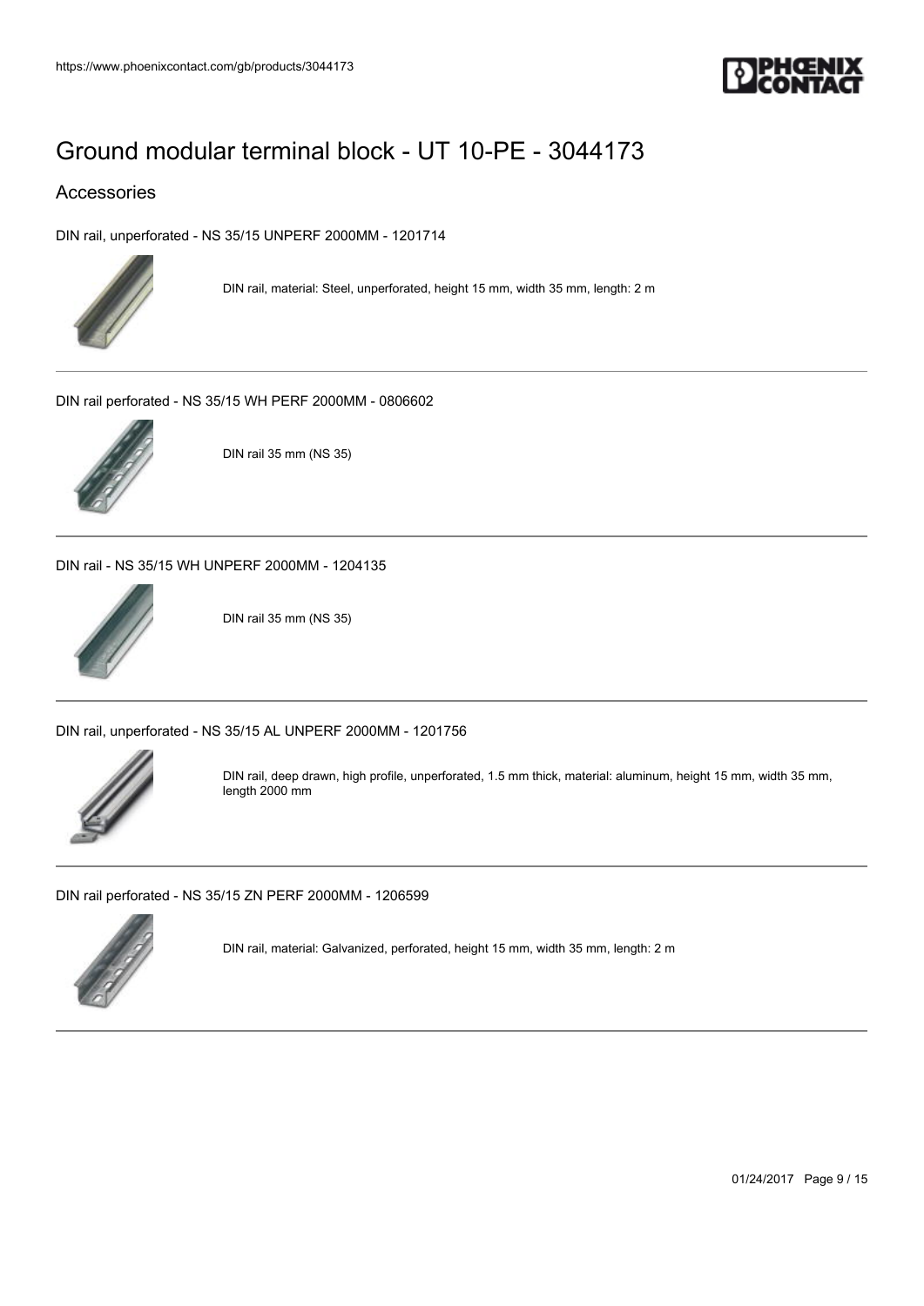# Ground modular terminal block - UT 10-PE - 3044173

## Accessories

DIN rail, unperforated - NS 35/15 UNPERF 2000MM - 1201714

DIN rail, material: Steel, unperforated, height 15 mm, width 35 mm, length: 2 m

---

DIN rail perforated - NS 35/15 WH PERF 2000MM - 0806602

DIN rail 35 mm (NS 35)

---

DIN rail - NS 35/15 WH UNPERF 2000MM - 1204135

DIN rail 35 mm (NS 35)

---

DIN rail, unperforated - NS 35/15 AL UNPERF 2000MM - 1201756

DIN rail, deep drawn, high profile, unperforated, 1.5 mm thick, material: aluminum, height 15 mm, width 35 mm, length 2000 mm

---

DIN rail perforated - NS 35/15 ZN PERF 2000MM - 1206599

DIN rail, material: Galvanized, perforated, height 15 mm, width 35 mm, length: 2 m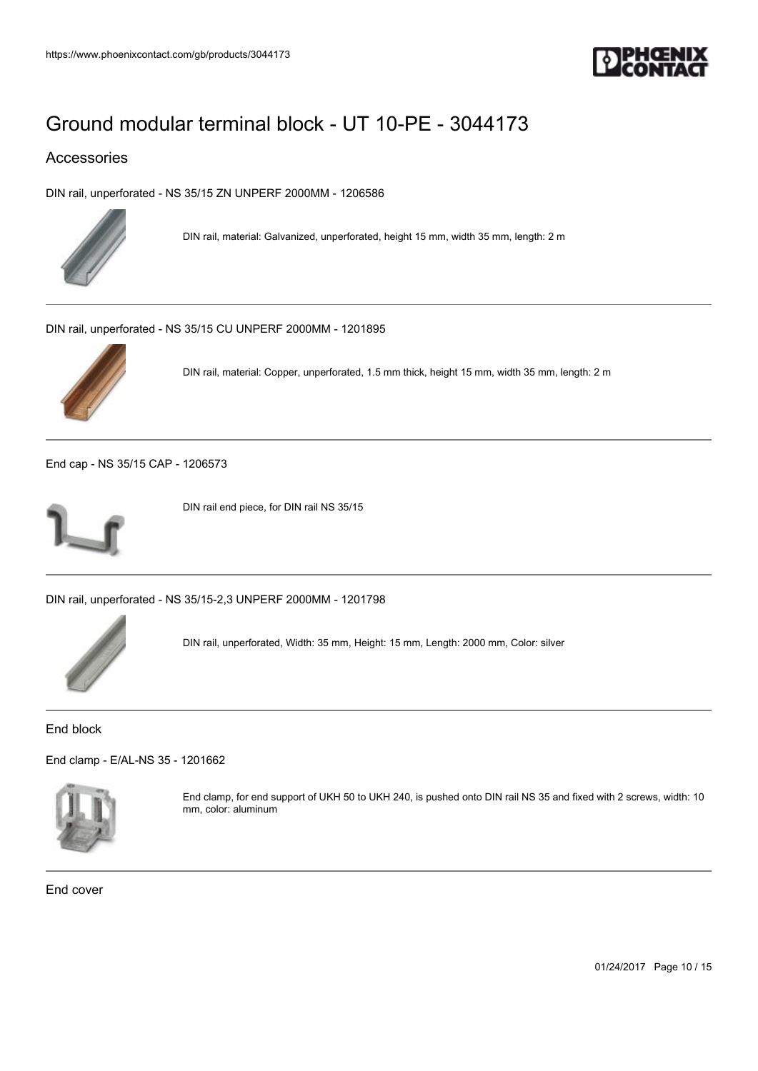# Ground modular terminal block - UT 10-PE - 3044173

## Accessories

DIN rail, unperforated - NS 35/15 ZN UNPERF 2000MM - 1206586

DIN rail, material: Galvanized, unperforated, height 15 mm, width 35 mm, length: 2 m

---

DIN rail, unperforated - NS 35/15 CU UNPERF 2000MM - 1201895

DIN rail, material: Copper, unperforated, 1.5 mm thick, height 15 mm, width 35 mm, length: 2 m

---

End cap - NS 35/15 CAP - 1206573

DIN rail end piece, for DIN rail NS 35/15

---

DIN rail, unperforated - NS 35/15-2,3 UNPERF 2000MM - 1201798

DIN rail, unperforated, Width: 35 mm, Height: 15 mm, Length: 2000 mm, Color: silver

---

### End block

End clamp - E/AL-NS 35 - 1201662

End clamp, for end support of UKH 50 to UKH 240, is pushed onto DIN rail NS 35 and fixed with 2 screws, width: 10 mm, color: aluminum

---

### End cover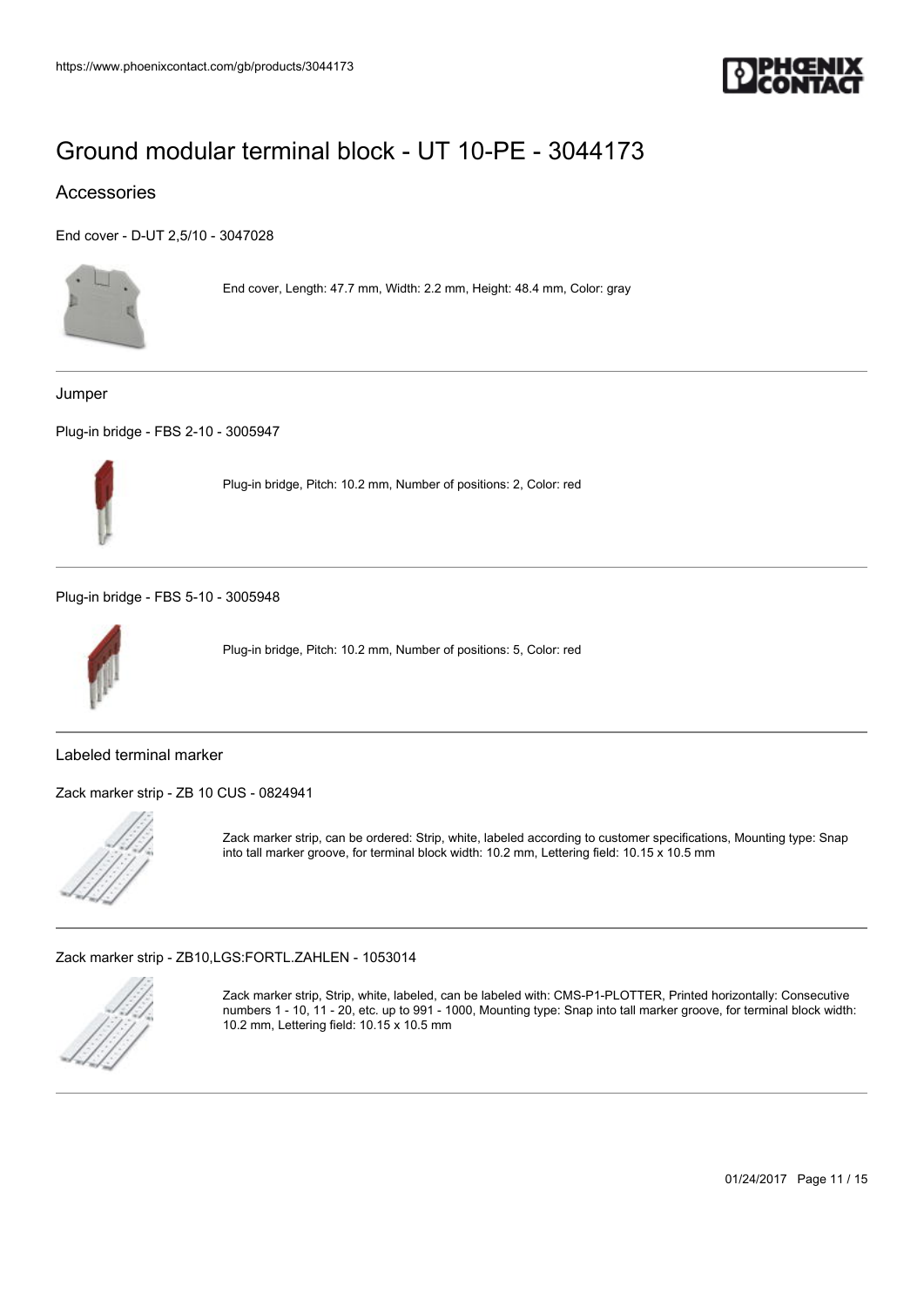# Ground modular terminal block - UT 10-PE - 3044173

## Accessories

End cover - D-UT 2,5/10 - 3047028

End cover, Length: 47.7 mm, Width: 2.2 mm, Height: 48.4 mm, Color: gray

### Jumper

Plug-in bridge - FBS 2-10 - 3005947

Plug-in bridge, Pitch: 10.2 mm, Number of positions: 2, Color: red

Plug-in bridge - FBS 5-10 - 3005948

Plug-in bridge, Pitch: 10.2 mm, Number of positions: 5, Color: red

### Labeled terminal marker

Zack marker strip - ZB 10 CUS - 0824941

Zack marker strip, can be ordered: Strip, white, labeled according to customer specifications, Mounting type: Snap into tall marker groove, for terminal block width: 10.2 mm, Lettering field: 10.15 x 10.5 mm

Zack marker strip - ZB10,LGS:FORTL.ZAHLEN - 1053014

Zack marker strip, Strip, white, labeled, can be labeled with: CMS-P1-PLOTTER, Printed horizontally: Consecutive numbers 1 - 10, 11 - 20, etc. up to 991 - 1000, Mounting type: Snap into tall marker groove, for terminal block width: 10.2 mm, Lettering field: 10.15 x 10.5 mm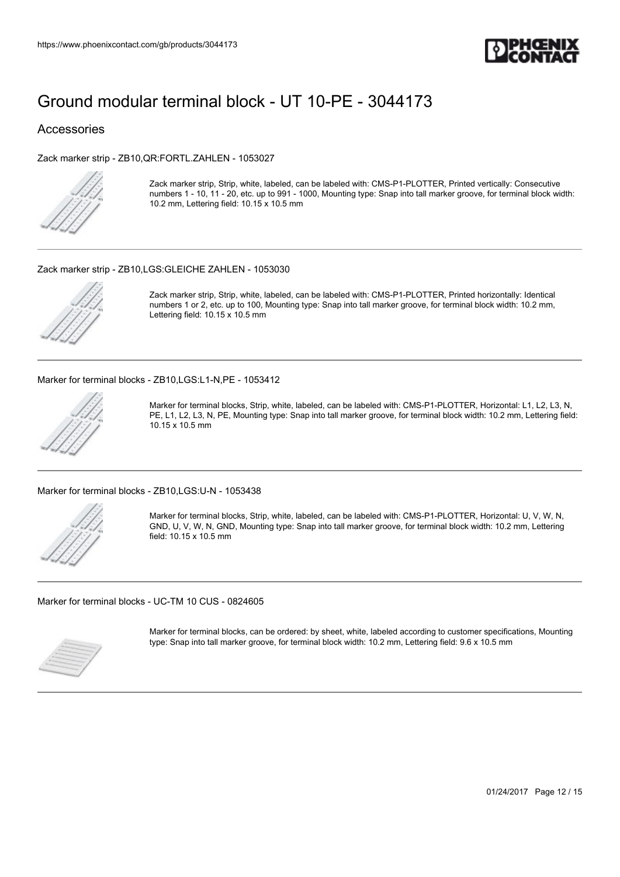# Ground modular terminal block - UT 10-PE - 3044173

## Accessories

Zack marker strip - ZB10,QR:FORTL.ZAHLEN - 1053027

Zack marker strip, Strip, white, labeled, can be labeled with: CMS-P1-PLOTTER, Printed vertically: Consecutive numbers 1 - 10, 11 - 20, etc. up to 991 - 1000, Mounting type: Snap into tall marker groove, for terminal block width: 10.2 mm, Lettering field: 10.15 x 10.5 mm

---

Zack marker strip - ZB10,LGS:GLEICHE ZAHLEN - 1053030

Zack marker strip, Strip, white, labeled, can be labeled with: CMS-P1-PLOTTER, Printed horizontally: Identical numbers 1 or 2, etc. up to 100, Mounting type: Snap into tall marker groove, for terminal block width: 10.2 mm, Lettering field: 10.15 x 10.5 mm

---

Marker for terminal blocks - ZB10,LGS:L1-N,PE - 1053412

Marker for terminal blocks, Strip, white, labeled, can be labeled with: CMS-P1-PLOTTER, Horizontal: L1, L2, L3, N, PE, L1, L2, L3, N, PE, Mounting type: Snap into tall marker groove, for terminal block width: 10.2 mm, Lettering field: 10.15 x 10.5 mm

---

Marker for terminal blocks - ZB10,LGS:U-N - 1053438

Marker for terminal blocks, Strip, white, labeled, can be labeled with: CMS-P1-PLOTTER, Horizontal: U, V, W, N, GND, U, V, W, N, GND, Mounting type: Snap into tall marker groove, for terminal block width: 10.2 mm, Lettering field: 10.15 x 10.5 mm

---

Marker for terminal blocks - UC-TM 10 CUS - 0824605

Marker for terminal blocks, can be ordered: by sheet, white, labeled according to customer specifications, Mounting type: Snap into tall marker groove, for terminal block width: 10.2 mm, Lettering field: 9.6 x 10.5 mm

---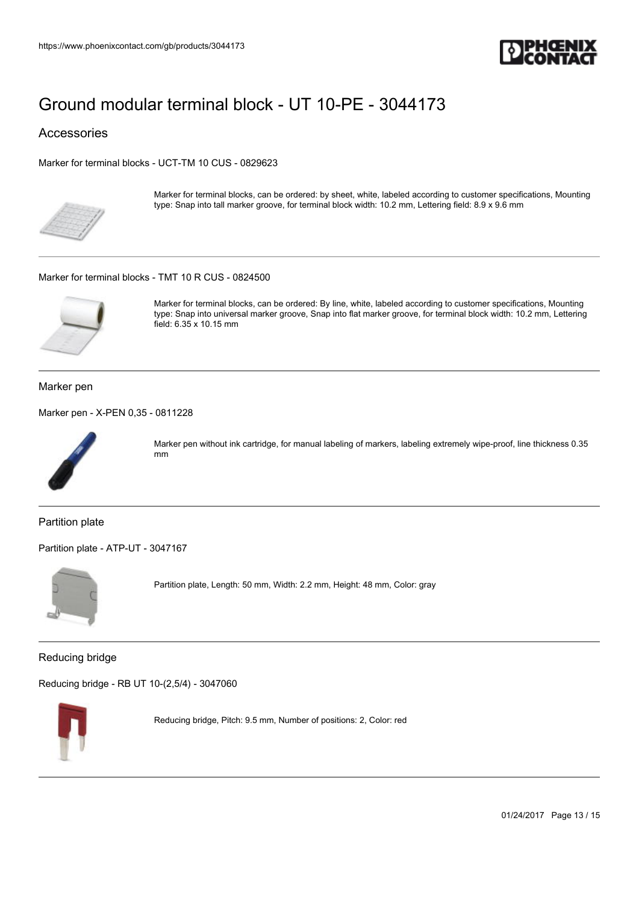# Ground modular terminal block - UT 10-PE - 3044173

## Accessories

Marker for terminal blocks - UCT-TM 10 CUS - 0829623

Marker for terminal blocks, can be ordered: by sheet, white, labeled according to customer specifications, Mounting type: Snap into tall marker groove, for terminal block width: 10.2 mm, Lettering field: 8.9 x 9.6 mm

---

Marker for terminal blocks - TMT 10 R CUS - 0824500

Marker for terminal blocks, can be ordered: By line, white, labeled according to customer specifications, Mounting type: Snap into universal marker groove, Snap into flat marker groove, for terminal block width: 10.2 mm, Lettering field: 6.35 x 10.15 mm

---

### Marker pen

Marker pen - X-PEN 0,35 - 0811228

Marker pen without ink cartridge, for manual labeling of markers, labeling extremely wipe-proof, line thickness 0.35 mm

---

### Partition plate

Partition plate - ATP-UT - 3047167

Partition plate, Length: 50 mm, Width: 2.2 mm, Height: 48 mm, Color: gray

---

### Reducing bridge

Reducing bridge - RB UT 10-(2,5/4) - 3047060

Reducing bridge, Pitch: 9.5 mm, Number of positions: 2, Color: red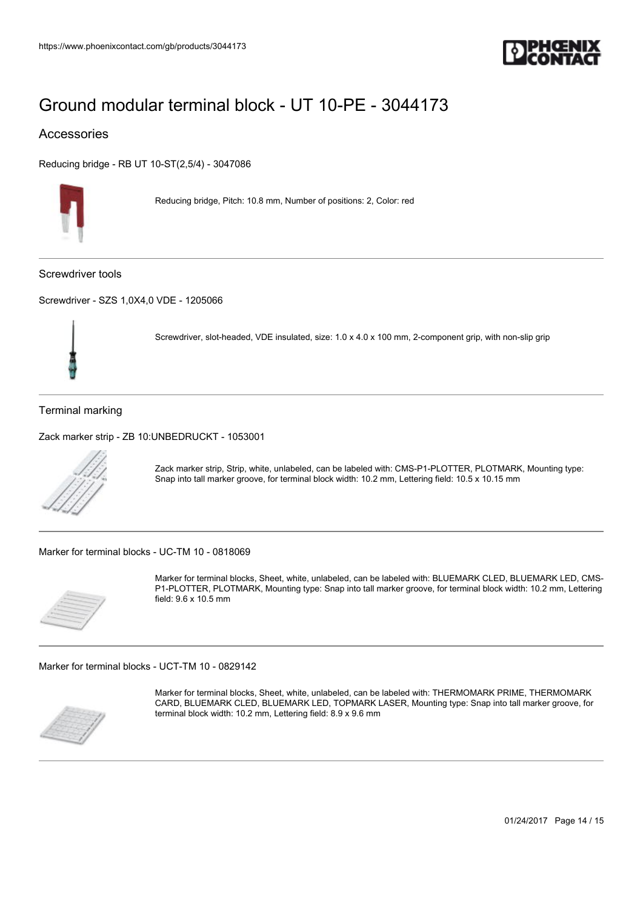# Ground modular terminal block - UT 10-PE - 3044173

## Accessories

Reducing bridge - RB UT 10-ST(2,5/4) - 3047086

Reducing bridge, Pitch: 10.8 mm, Number of positions: 2, Color: red

### Screwdriver tools

Screwdriver - SZS 1,0X4,0 VDE - 1205066

Screwdriver, slot-headed, VDE insulated, size: 1.0 x 4.0 x 100 mm, 2-component grip, with non-slip grip

### Terminal marking

Zack marker strip - ZB 10:UNBEDRUCKT - 1053001

Zack marker strip, Strip, white, unlabeled, can be labeled with: CMS-P1-PLOTTER, PLOTMARK, Mounting type: Snap into tall marker groove, for terminal block width: 10.2 mm, Lettering field: 10.5 x 10.15 mm

Marker for terminal blocks - UC-TM 10 - 0818069

Marker for terminal blocks, Sheet, white, unlabeled, can be labeled with: BLUEMARK CLED, BLUEMARK LED, CMS-P1-PLOTTER, PLOTMARK, Mounting type: Snap into tall marker groove, for terminal block width: 10.2 mm, Lettering field: 9.6 x 10.5 mm

Marker for terminal blocks - UCT-TM 10 - 0829142

Marker for terminal blocks, Sheet, white, unlabeled, can be labeled with: THERMOMARK PRIME, THERMOMARK CARD, BLUEMARK CLED, BLUEMARK LED, TOPMARK LASER, Mounting type: Snap into tall marker groove, for terminal block width: 10.2 mm, Lettering field: 8.9 x 9.6 mm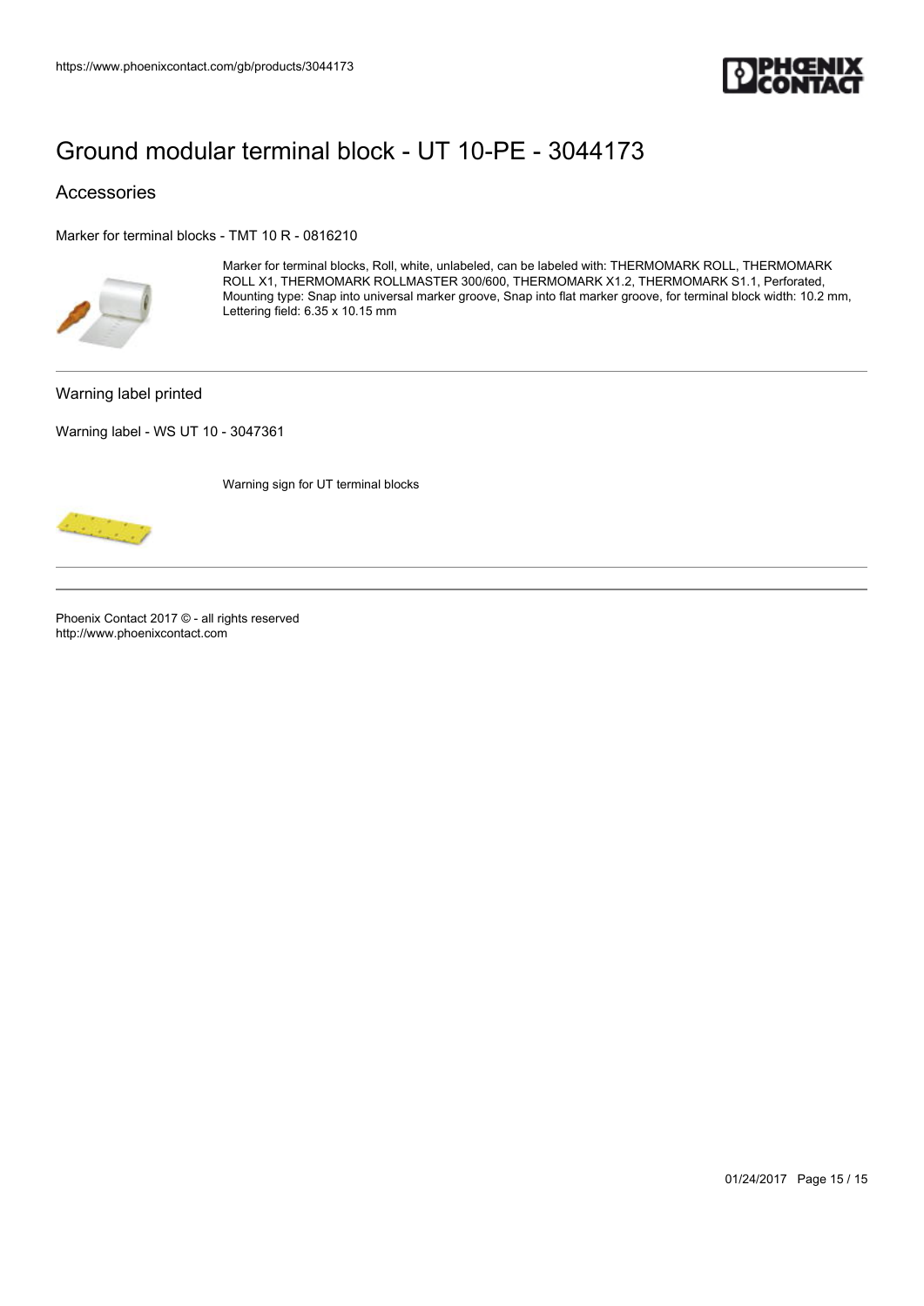# Ground modular terminal block - UT 10-PE - 3044173

## Accessories

Marker for terminal blocks - TMT 10 R - 0816210

Marker for terminal blocks, Roll, white, unlabeled, can be labeled with: THERMOMARK ROLL, THERMOMARK ROLL X1, THERMOMARK ROLLMASTER 300/600, THERMOMARK X1.2, THERMOMARK S1.1, Perforated, Mounting type: Snap into universal marker groove, Snap into flat marker groove, for terminal block width: 10.2 mm, Lettering field: 6.35 x 10.15 mm

---

Warning label printed

Warning label - WS UT 10 - 3047361

Warning sign for UT terminal blocks

---

Phoenix Contact 2017 © - all rights reserved
http://www.phoenixcontact.com